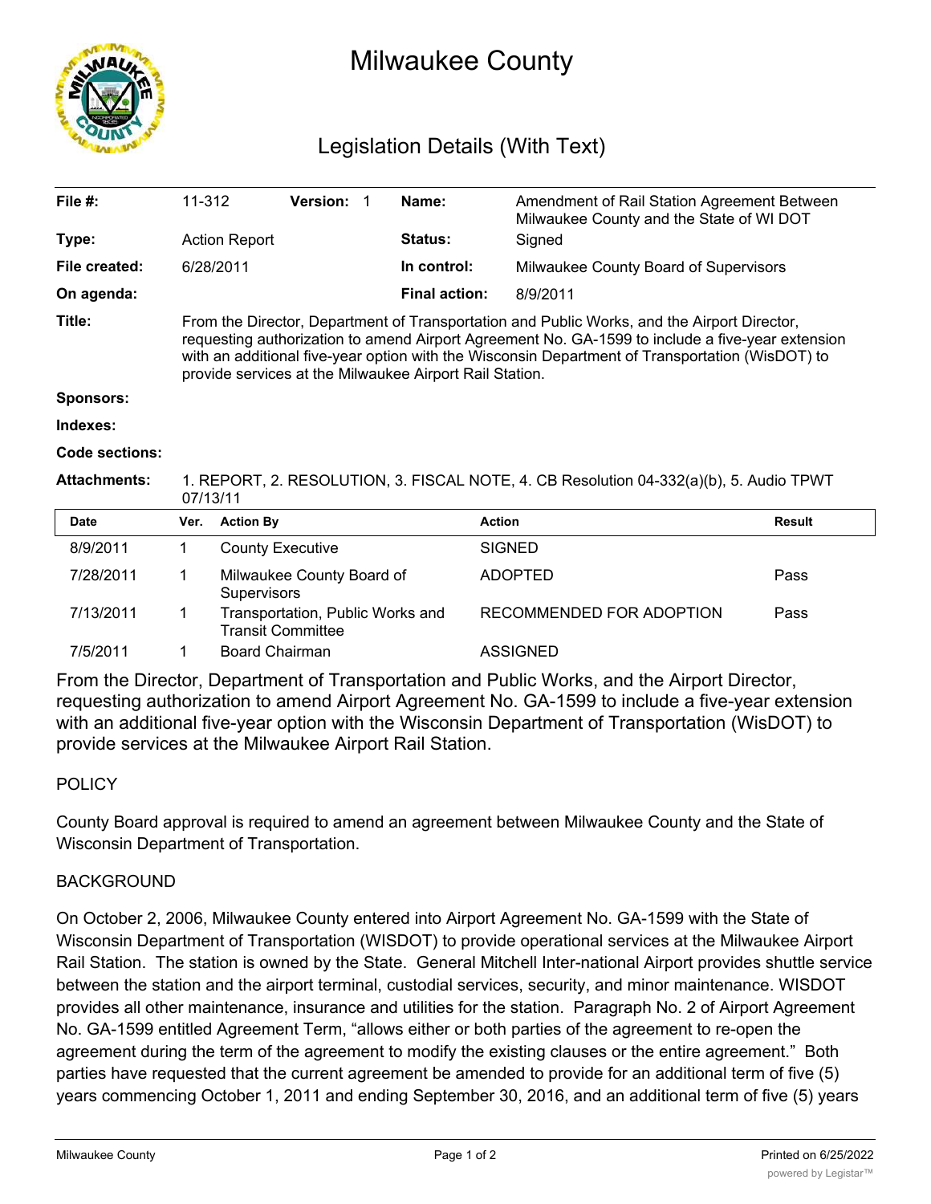# Milwaukee County

## Legislation Details (With Text)

| | | | | | |
|---|---|---|---|---|---|
| **File #:** | 11-312 | **Version:** 1 | **Name:** | Amendment of Rail Station Agreement Between Milwaukee County and the State of WI DOT | |
| **Type:** | Action Report | | **Status:** | Signed | |
| **File created:** | 6/28/2011 | | **In control:** | Milwaukee County Board of Supervisors | |
| **On agenda:** | | | **Final action:** | 8/9/2011 | |

**Title:** From the Director, Department of Transportation and Public Works, and the Airport Director, requesting authorization to amend Airport Agreement No. GA-1599 to include a five-year extension with an additional five-year option with the Wisconsin Department of Transportation (WisDOT) to provide services at the Milwaukee Airport Rail Station.

**Sponsors:**

**Indexes:**

**Code sections:**

**Attachments:** 1. REPORT, 2. RESOLUTION, 3. FISCAL NOTE, 4. CB Resolution 04-332(a)(b), 5. Audio TPWT 07/13/11

| Date | Ver. | Action By | Action | Result |
|---|---|---|---|---|
| 8/9/2011 | 1 | County Executive | SIGNED | |
| 7/28/2011 | 1 | Milwaukee County Board of Supervisors | ADOPTED | Pass |
| 7/13/2011 | 1 | Transportation, Public Works and Transit Committee | RECOMMENDED FOR ADOPTION | Pass |
| 7/5/2011 | 1 | Board Chairman | ASSIGNED | |

From the Director, Department of Transportation and Public Works, and the Airport Director, requesting authorization to amend Airport Agreement No. GA-1599 to include a five-year extension with an additional five-year option with the Wisconsin Department of Transportation (WisDOT) to provide services at the Milwaukee Airport Rail Station.

POLICY

County Board approval is required to amend an agreement between Milwaukee County and the State of Wisconsin Department of Transportation.

BACKGROUND

On October 2, 2006, Milwaukee County entered into Airport Agreement No. GA-1599 with the State of Wisconsin Department of Transportation (WISDOT) to provide operational services at the Milwaukee Airport Rail Station. The station is owned by the State. General Mitchell Inter-national Airport provides shuttle service between the station and the airport terminal, custodial services, security, and minor maintenance. WISDOT provides all other maintenance, insurance and utilities for the station. Paragraph No. 2 of Airport Agreement No. GA-1599 entitled Agreement Term, "allows either or both parties of the agreement to re-open the agreement during the term of the agreement to modify the existing clauses or the entire agreement." Both parties have requested that the current agreement be amended to provide for an additional term of five (5) years commencing October 1, 2011 and ending September 30, 2016, and an additional term of five (5) years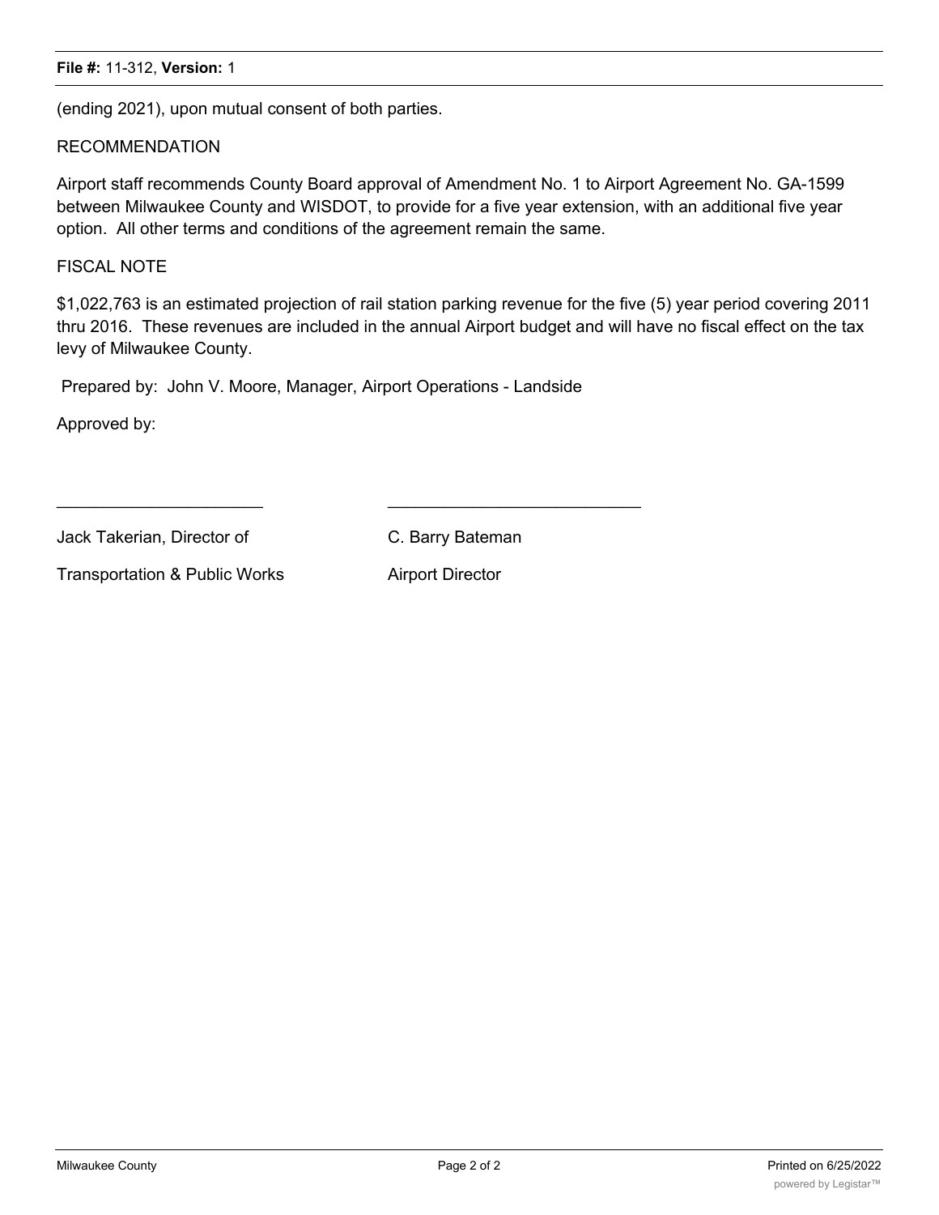(ending 2021), upon mutual consent of both parties.

RECOMMENDATION

Airport staff recommends County Board approval of Amendment No. 1 to Airport Agreement No. GA-1599 between Milwaukee County and WISDOT, to provide for a five year extension, with an additional five year option. All other terms and conditions of the agreement remain the same.

FISCAL NOTE

$1,022,763 is an estimated projection of rail station parking revenue for the five (5) year period covering 2011 thru 2016. These revenues are included in the annual Airport budget and will have no fiscal effect on the tax levy of Milwaukee County.

Prepared by: John V. Moore, Manager, Airport Operations - Landside

Approved by:

_______________________ ____________________________

Jack Takerian, Director of Transportation & Public Works

C. Barry Bateman, Airport Director